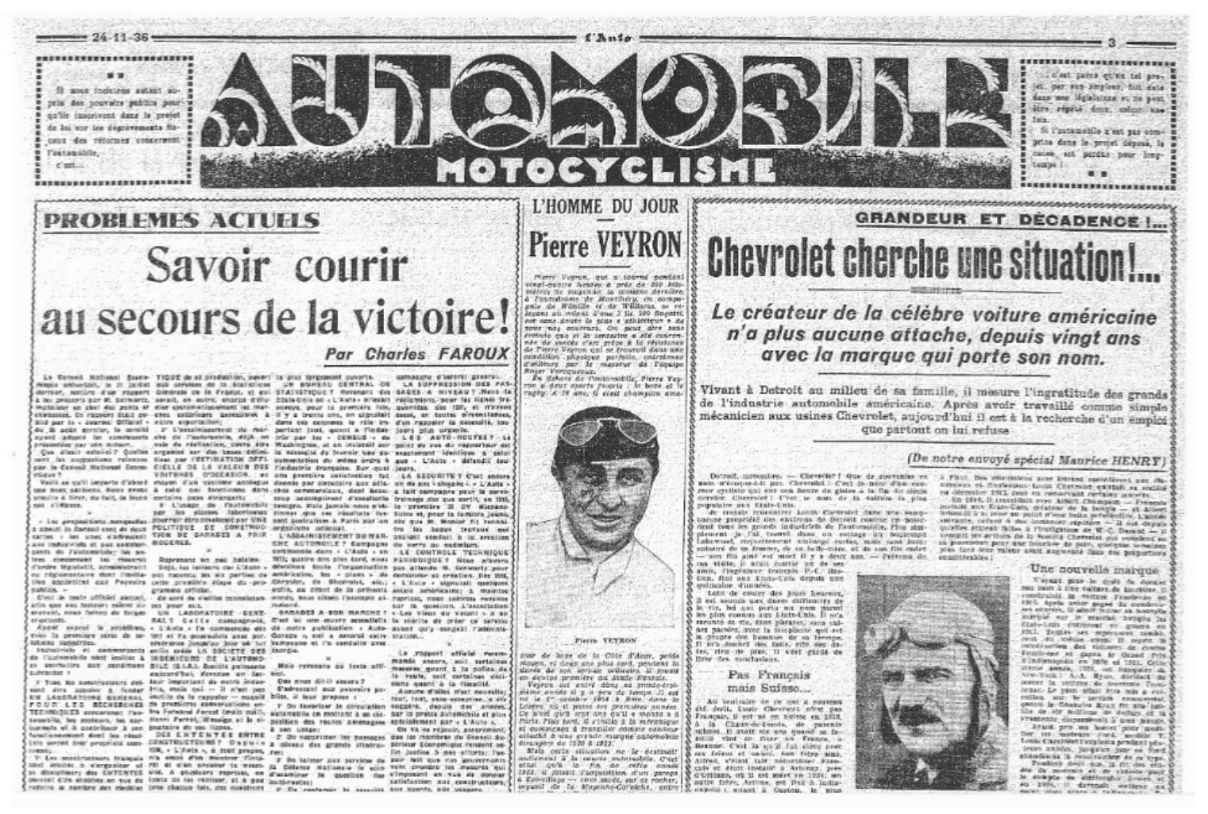# AUTOMOBILE MOTOCYCLISME

Si nous insistons autant auprès des pouvoirs publics pour qu'ils inscrivent dans le projet de loi sur les dégrèvements fiscaux des réformes concernant l'automobile, c'est...

... c'est parce qu'un tel projet, par son ampleur, fait date dans une législature et ne peut être réglé deux, même une fois.

Si l'automobile n'est pas comprise dans le projet déposé, la cause est perdue pour longtemps !

## PROBLEMES ACTUELS

# Savoir courir au secours de la victoire!

**Par Charles FAROUX**

## L'HOMME DU JOUR

# Pierre VEYRON

*Pierre Veyron, qui a tourné pendant vingt-quatre heures à près de 160 kilomètres de moyenne, la semaine dernière, à l'autodrome de Montlhéry, en compagnie de Wimille et de Williams, ...*

Pierre VEYRON

## GRANDEUR ET DÉCADENCE !...

# Chevrolet cherche une situation!...

### *Le créateur de la célèbre voiture américaine n'a plus aucune attache, depuis vingt ans avec la marque qui porte son nom.*

**Vivant à Detroit au milieu de sa famille, il mesure l'ingratitude des grands de l'industrie automobile américaine. Après avoir travaillé comme simple mécanicien aux usines Chevrolet, aujourd'hui il est à la recherche d'un emploi que partout on lui refuse**

*(De notre envoyé spécial Maurice HENRY)*

### Pas Français mais Suisse...

### Une nouvelle marque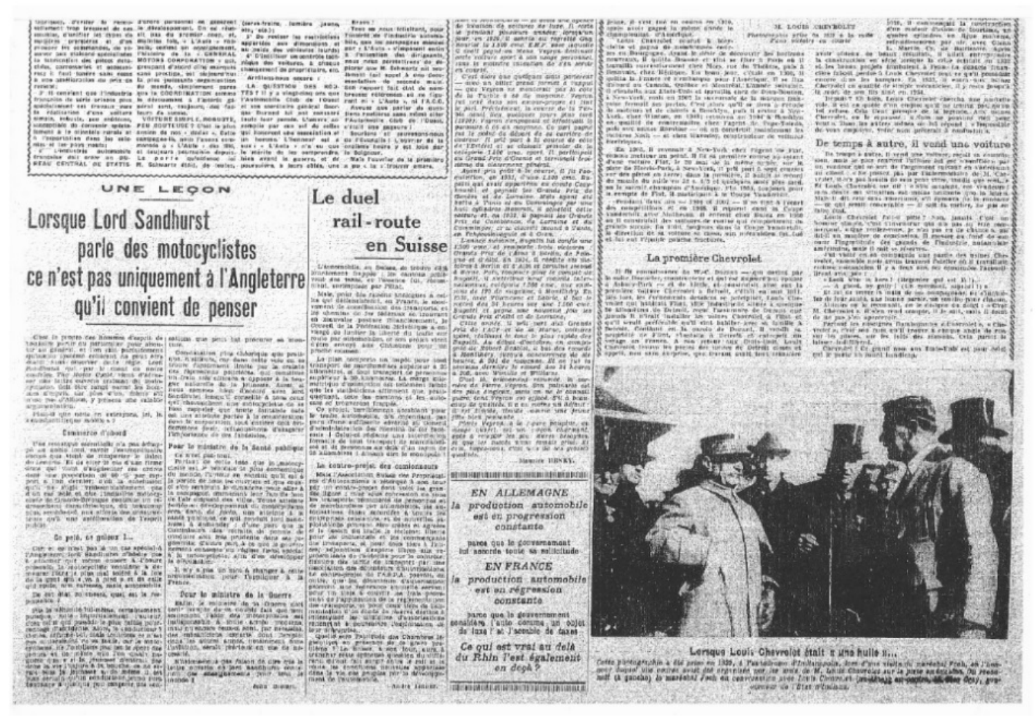# UNE LEÇON

## Lorsque Lord Sandhurst parle des motocyclistes ce n'est pas uniquement à l'Angleterre qu'il convient de penser

### Commerce d'abord

### Pour le ministre de la Santé publique

### Pour le ministre de la Guerre

## Le duel rail-route en Suisse

### Le contre-projet des camionneurs

**EN ALLEMAGNE**

**la production automobile est en progression constante**

parce que le gouvernement lui accorde toute sa sollicitude

**EN FRANCE**

**la production automobile est en régression constante**

parce que le gouvernement considère l'auto comme un objet de luxe ! et l'accable de taxes

*Ce qui est vrai au delà du Rhin l'est également en deçà ?*

### M. LOUIS CHEVROLET

### La première Chevrolet

### De temps à autre, il vend une voiture

**Lorsque Louis Chevrolet était à une huile !...**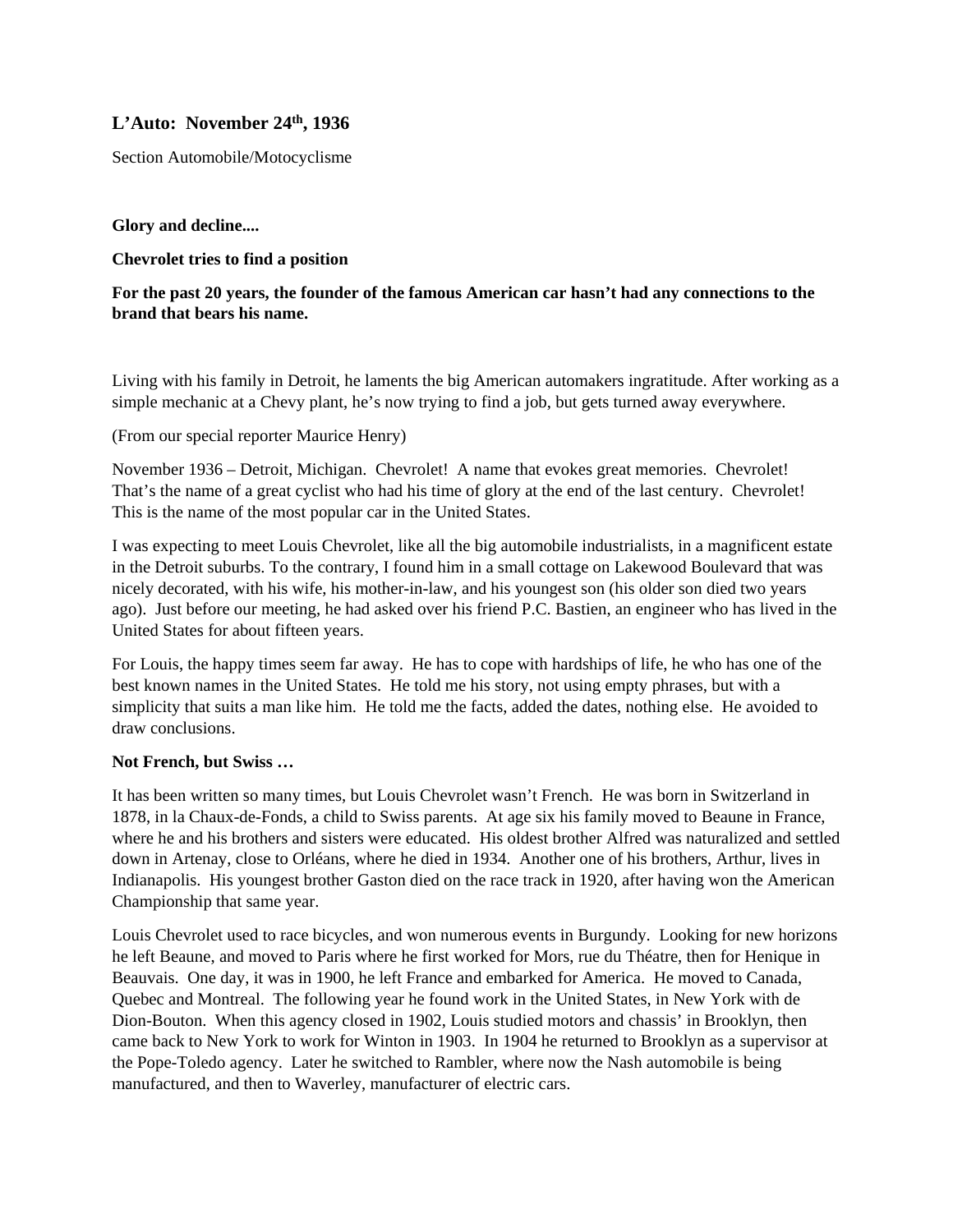**L'Auto: November 24th, 1936**

Section Automobile/Motocyclisme

**Glory and decline....**

**Chevrolet tries to find a position**

**For the past 20 years, the founder of the famous American car hasn't had any connections to the brand that bears his name.**

Living with his family in Detroit, he laments the big American automakers ingratitude. After working as a simple mechanic at a Chevy plant, he's now trying to find a job, but gets turned away everywhere.

(From our special reporter Maurice Henry)

November 1936 – Detroit, Michigan. Chevrolet! A name that evokes great memories. Chevrolet! That's the name of a great cyclist who had his time of glory at the end of the last century. Chevrolet! This is the name of the most popular car in the United States.

I was expecting to meet Louis Chevrolet, like all the big automobile industrialists, in a magnificent estate in the Detroit suburbs. To the contrary, I found him in a small cottage on Lakewood Boulevard that was nicely decorated, with his wife, his mother-in-law, and his youngest son (his older son died two years ago). Just before our meeting, he had asked over his friend P.C. Bastien, an engineer who has lived in the United States for about fifteen years.

For Louis, the happy times seem far away. He has to cope with hardships of life, he who has one of the best known names in the United States. He told me his story, not using empty phrases, but with a simplicity that suits a man like him. He told me the facts, added the dates, nothing else. He avoided to draw conclusions.

**Not French, but Swiss …**

It has been written so many times, but Louis Chevrolet wasn't French. He was born in Switzerland in 1878, in la Chaux-de-Fonds, a child to Swiss parents. At age six his family moved to Beaune in France, where he and his brothers and sisters were educated. His oldest brother Alfred was naturalized and settled down in Artenay, close to Orléans, where he died in 1934. Another one of his brothers, Arthur, lives in Indianapolis. His youngest brother Gaston died on the race track in 1920, after having won the American Championship that same year.

Louis Chevrolet used to race bicycles, and won numerous events in Burgundy. Looking for new horizons he left Beaune, and moved to Paris where he first worked for Mors, rue du Théatre, then for Henique in Beauvais. One day, it was in 1900, he left France and embarked for America. He moved to Canada, Quebec and Montreal. The following year he found work in the United States, in New York with de Dion-Bouton. When this agency closed in 1902, Louis studied motors and chassis' in Brooklyn, then came back to New York to work for Winton in 1903. In 1904 he returned to Brooklyn as a supervisor at the Pope-Toledo agency. Later he switched to Rambler, where now the Nash automobile is being manufactured, and then to Waverley, manufacturer of electric cars.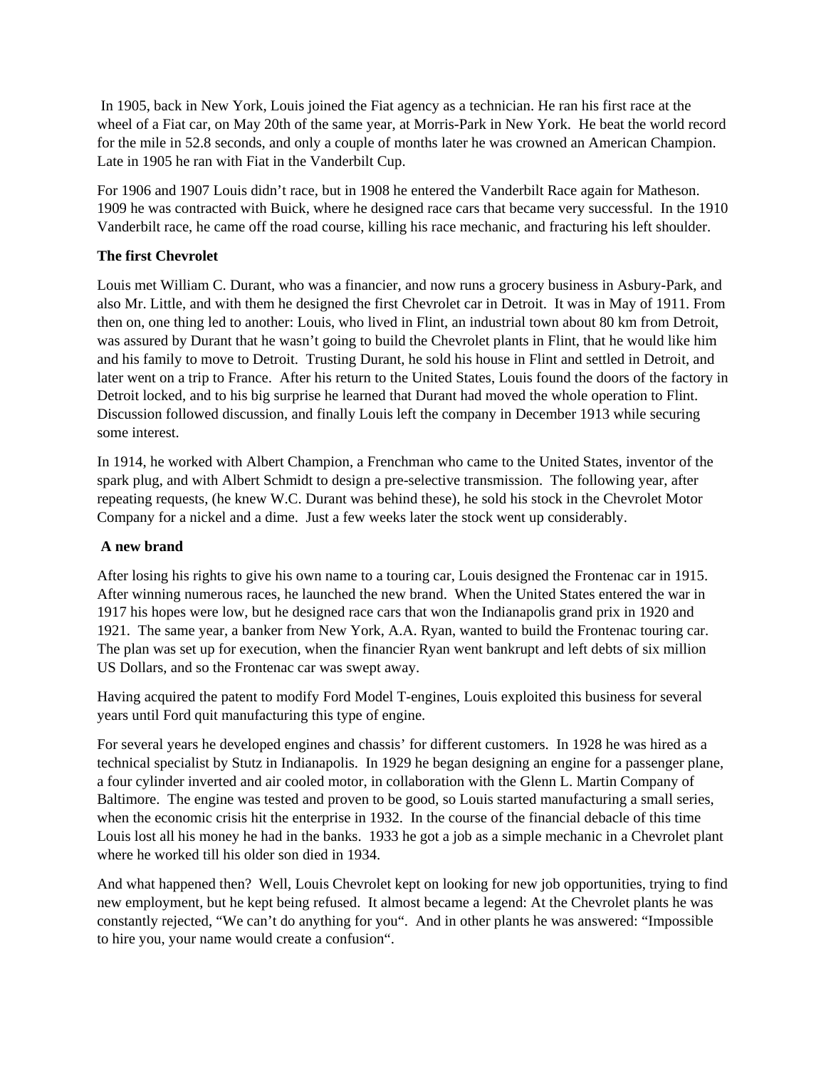In 1905, back in New York, Louis joined the Fiat agency as a technician. He ran his first race at the wheel of a Fiat car, on May 20th of the same year, at Morris-Park in New York. He beat the world record for the mile in 52.8 seconds, and only a couple of months later he was crowned an American Champion. Late in 1905 he ran with Fiat in the Vanderbilt Cup.

For 1906 and 1907 Louis didn't race, but in 1908 he entered the Vanderbilt Race again for Matheson. 1909 he was contracted with Buick, where he designed race cars that became very successful. In the 1910 Vanderbilt race, he came off the road course, killing his race mechanic, and fracturing his left shoulder.

**The first Chevrolet**

Louis met William C. Durant, who was a financier, and now runs a grocery business in Asbury-Park, and also Mr. Little, and with them he designed the first Chevrolet car in Detroit. It was in May of 1911. From then on, one thing led to another: Louis, who lived in Flint, an industrial town about 80 km from Detroit, was assured by Durant that he wasn't going to build the Chevrolet plants in Flint, that he would like him and his family to move to Detroit. Trusting Durant, he sold his house in Flint and settled in Detroit, and later went on a trip to France. After his return to the United States, Louis found the doors of the factory in Detroit locked, and to his big surprise he learned that Durant had moved the whole operation to Flint. Discussion followed discussion, and finally Louis left the company in December 1913 while securing some interest.

In 1914, he worked with Albert Champion, a Frenchman who came to the United States, inventor of the spark plug, and with Albert Schmidt to design a pre-selective transmission. The following year, after repeating requests, (he knew W.C. Durant was behind these), he sold his stock in the Chevrolet Motor Company for a nickel and a dime. Just a few weeks later the stock went up considerably.

**A new brand**

After losing his rights to give his own name to a touring car, Louis designed the Frontenac car in 1915. After winning numerous races, he launched the new brand. When the United States entered the war in 1917 his hopes were low, but he designed race cars that won the Indianapolis grand prix in 1920 and 1921. The same year, a banker from New York, A.A. Ryan, wanted to build the Frontenac touring car. The plan was set up for execution, when the financier Ryan went bankrupt and left debts of six million US Dollars, and so the Frontenac car was swept away.

Having acquired the patent to modify Ford Model T-engines, Louis exploited this business for several years until Ford quit manufacturing this type of engine.

For several years he developed engines and chassis' for different customers. In 1928 he was hired as a technical specialist by Stutz in Indianapolis. In 1929 he began designing an engine for a passenger plane, a four cylinder inverted and air cooled motor, in collaboration with the Glenn L. Martin Company of Baltimore. The engine was tested and proven to be good, so Louis started manufacturing a small series, when the economic crisis hit the enterprise in 1932. In the course of the financial debacle of this time Louis lost all his money he had in the banks. 1933 he got a job as a simple mechanic in a Chevrolet plant where he worked till his older son died in 1934.

And what happened then? Well, Louis Chevrolet kept on looking for new job opportunities, trying to find new employment, but he kept being refused. It almost became a legend: At the Chevrolet plants he was constantly rejected, "We can't do anything for you". And in other plants he was answered: "Impossible to hire you, your name would create a confusion".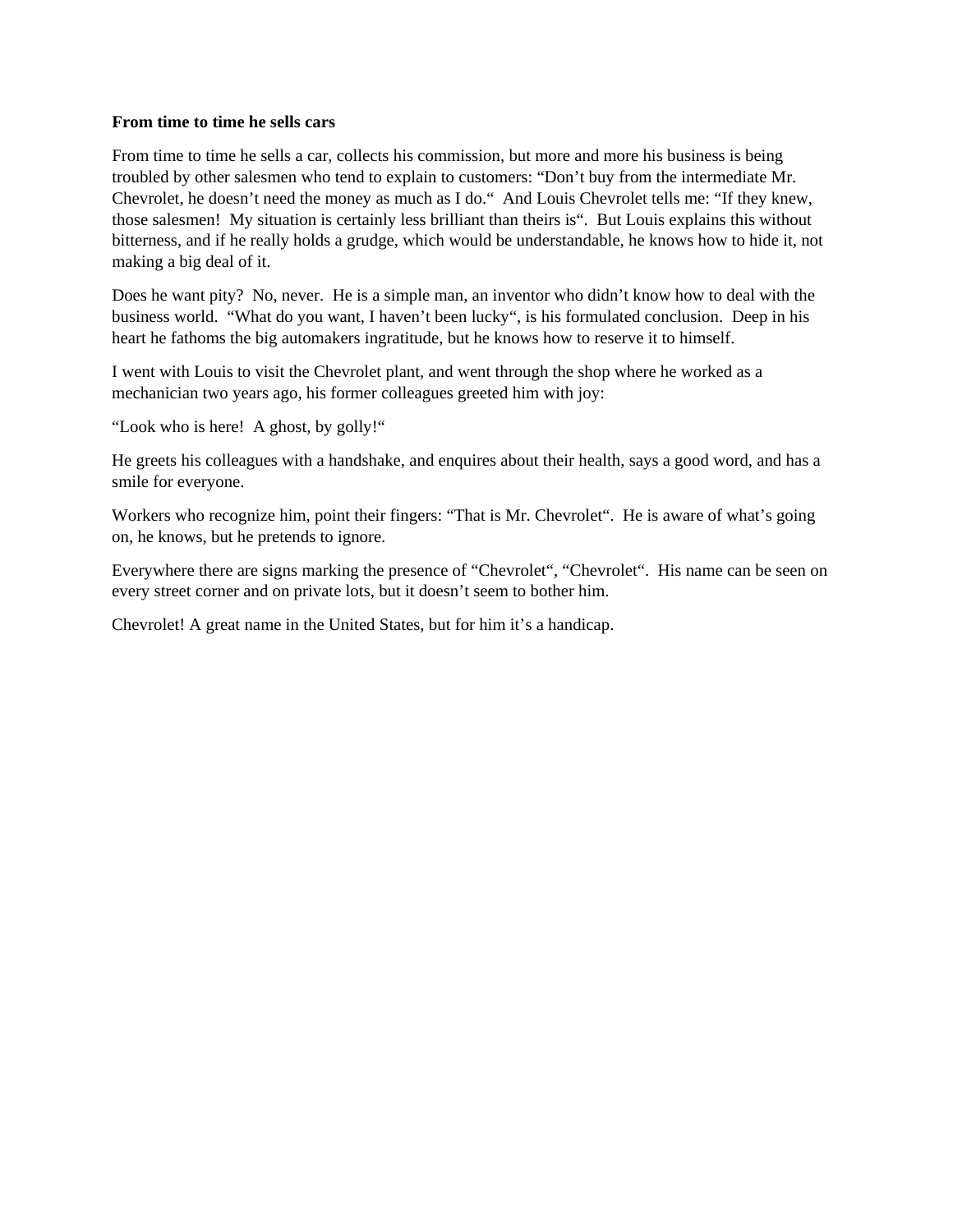**From time to time he sells cars**

From time to time he sells a car, collects his commission, but more and more his business is being troubled by other salesmen who tend to explain to customers: “Don’t buy from the intermediate Mr. Chevrolet, he doesn’t need the money as much as I do.“ And Louis Chevrolet tells me: “If they knew, those salesmen! My situation is certainly less brilliant than theirs is“. But Louis explains this without bitterness, and if he really holds a grudge, which would be understandable, he knows how to hide it, not making a big deal of it.

Does he want pity? No, never. He is a simple man, an inventor who didn’t know how to deal with the business world. “What do you want, I haven’t been lucky“, is his formulated conclusion. Deep in his heart he fathoms the big automakers ingratitude, but he knows how to reserve it to himself.

I went with Louis to visit the Chevrolet plant, and went through the shop where he worked as a mechanician two years ago, his former colleagues greeted him with joy:

“Look who is here! A ghost, by golly!“

He greets his colleagues with a handshake, and enquires about their health, says a good word, and has a smile for everyone.

Workers who recognize him, point their fingers: “That is Mr. Chevrolet“. He is aware of what’s going on, he knows, but he pretends to ignore.

Everywhere there are signs marking the presence of “Chevrolet“, “Chevrolet“. His name can be seen on every street corner and on private lots, but it doesn’t seem to bother him.

Chevrolet! A great name in the United States, but for him it’s a handicap.